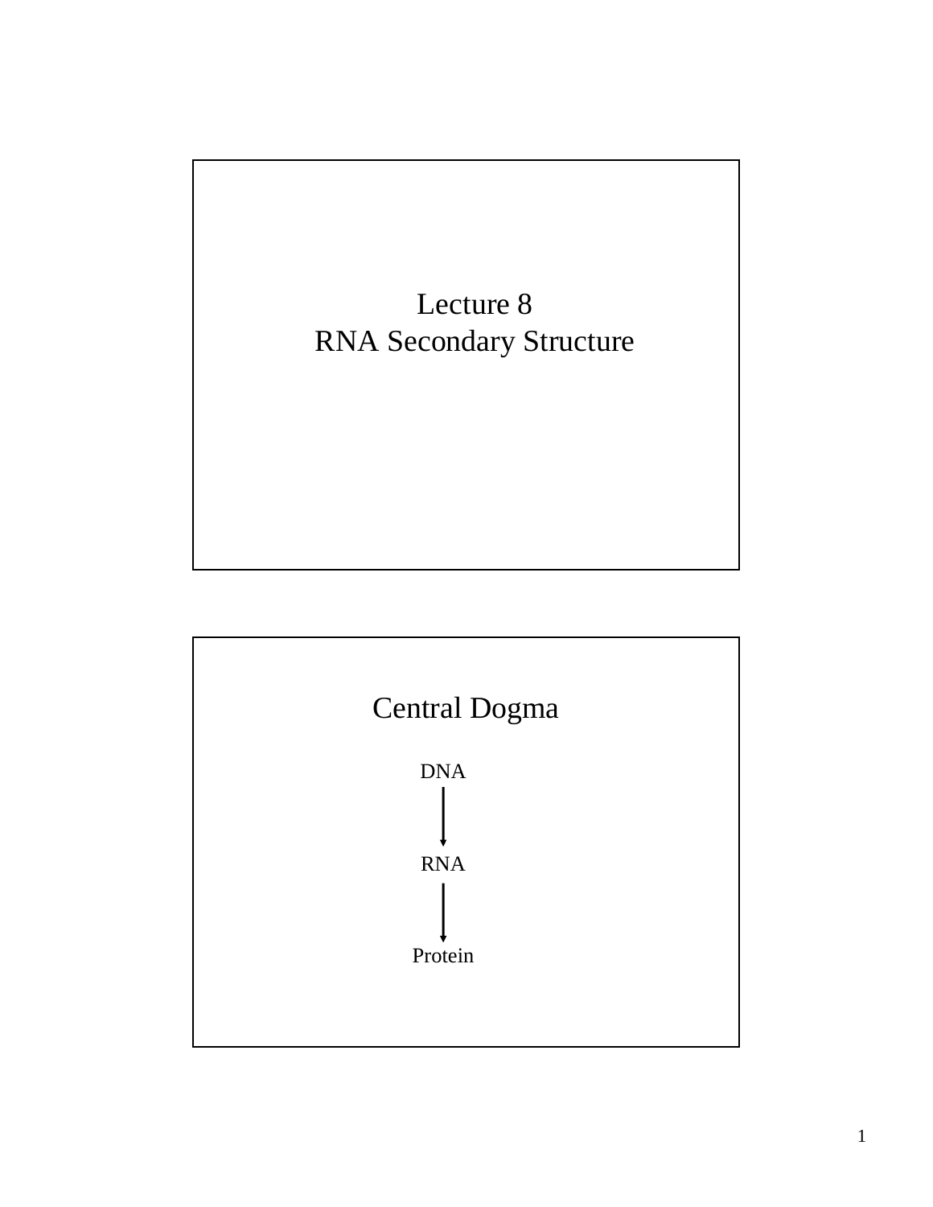# Lecture 8
# RNA Secondary Structure

## Central Dogma

DNA

↓

RNA

↓

Protein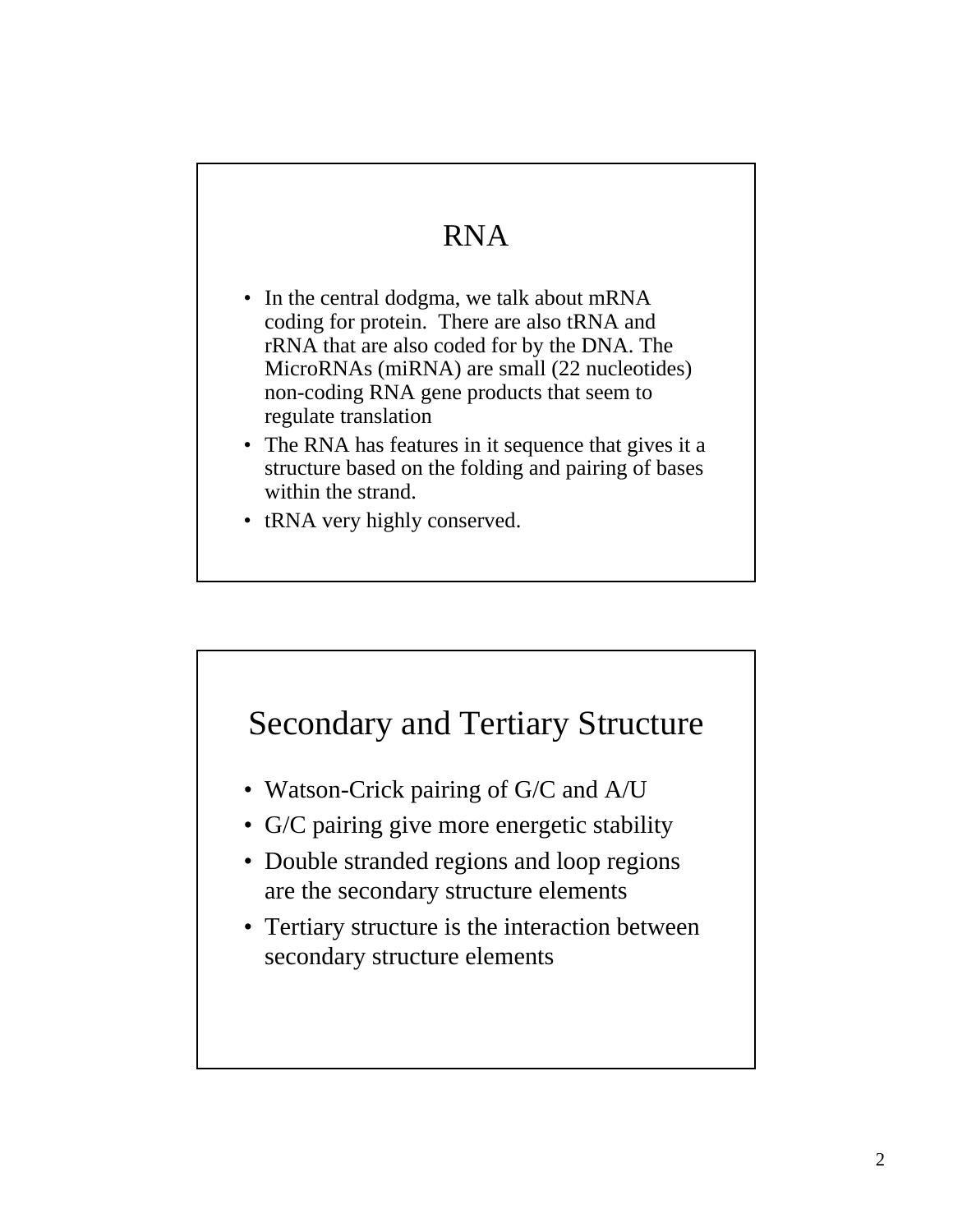## RNA

- In the central dodgma, we talk about mRNA coding for protein. There are also tRNA and rRNA that are also coded for by the DNA. The MicroRNAs (miRNA) are small (22 nucleotides) non-coding RNA gene products that seem to regulate translation
- The RNA has features in it sequence that gives it a structure based on the folding and pairing of bases within the strand.
- tRNA very highly conserved.

## Secondary and Tertiary Structure

- Watson-Crick pairing of G/C and A/U
- G/C pairing give more energetic stability
- Double stranded regions and loop regions are the secondary structure elements
- Tertiary structure is the interaction between secondary structure elements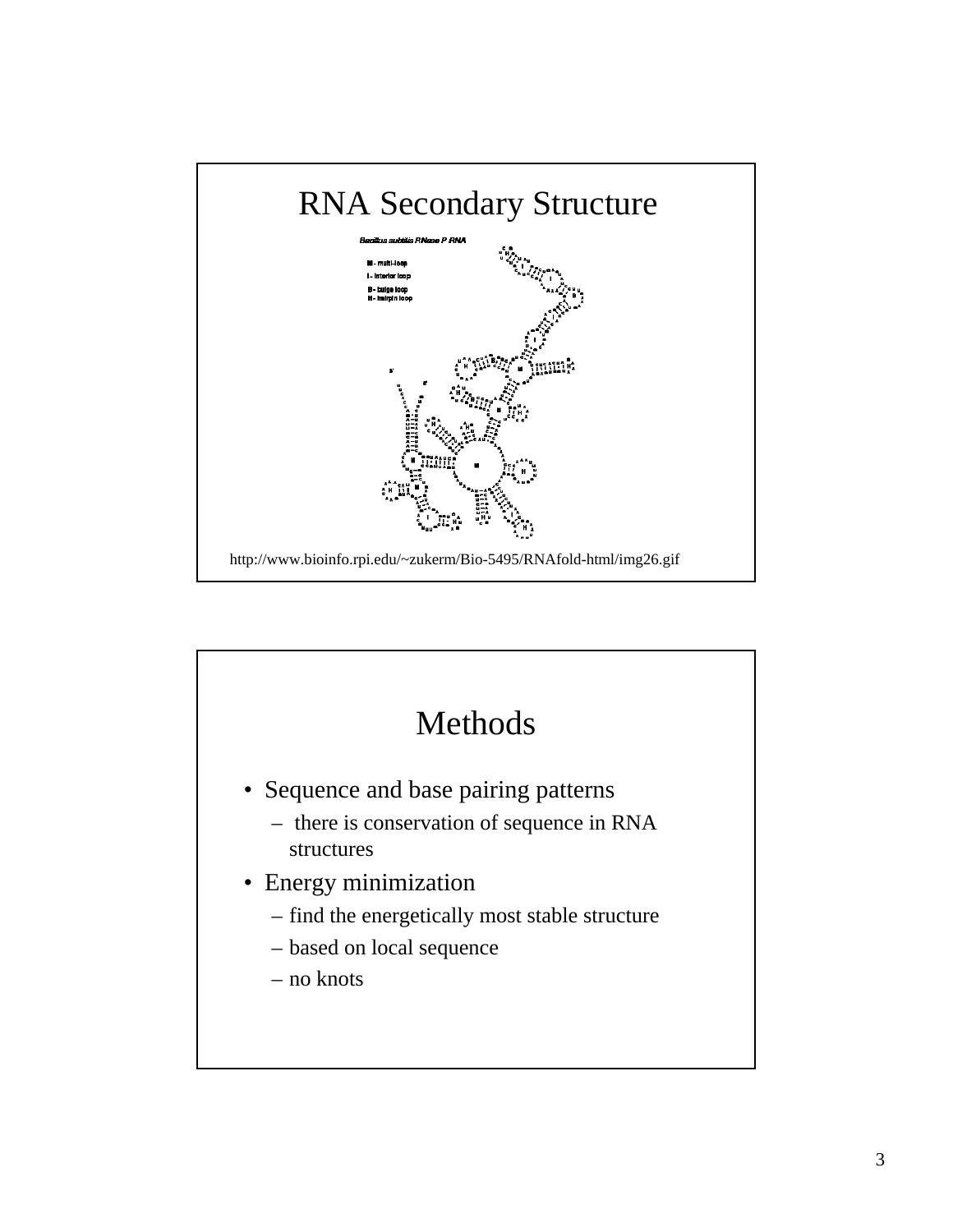# RNA Secondary Structure

*Bacillus subtilis RNase P RNA*

M - multi-loop
I - interior loop
B - bulge loop
H - hairpin loop

http://www.bioinfo.rpi.edu/~zukerm/Bio-5495/RNAfold-html/img26.gif

# Methods

- Sequence and base pairing patterns
  - there is conservation of sequence in RNA structures
- Energy minimization
  - find the energetically most stable structure
  - based on local sequence
  - no knots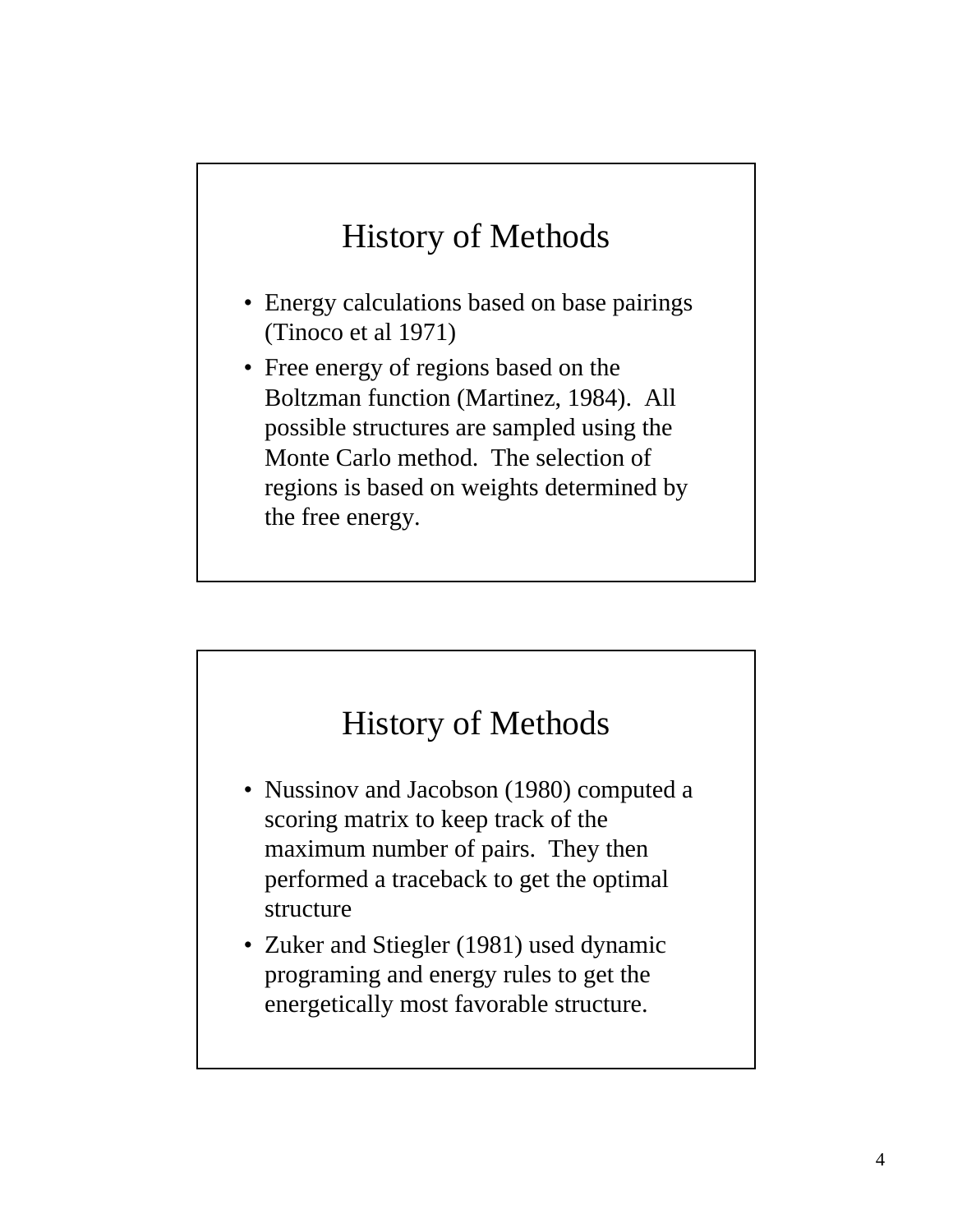## History of Methods

- Energy calculations based on base pairings (Tinoco et al 1971)
- Free energy of regions based on the Boltzman function (Martinez, 1984). All possible structures are sampled using the Monte Carlo method. The selection of regions is based on weights determined by the free energy.

## History of Methods

- Nussinov and Jacobson (1980) computed a scoring matrix to keep track of the maximum number of pairs. They then performed a traceback to get the optimal structure
- Zuker and Stiegler (1981) used dynamic programing and energy rules to get the energetically most favorable structure.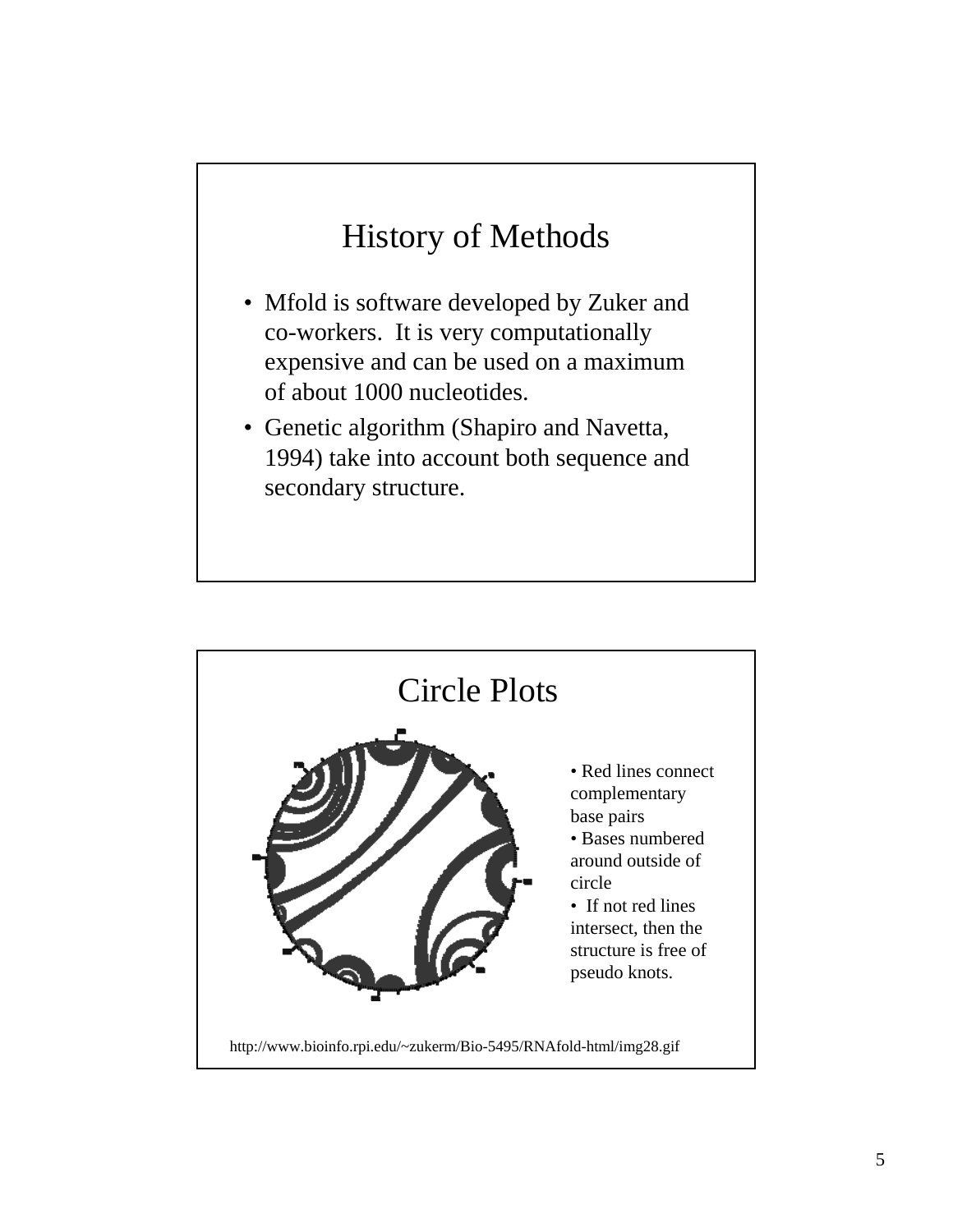## History of Methods

- Mfold is software developed by Zuker and co-workers. It is very computationally expensive and can be used on a maximum of about 1000 nucleotides.
- Genetic algorithm (Shapiro and Navetta, 1994) take into account both sequence and secondary structure.

## Circle Plots

- Red lines connect complementary base pairs
- Bases numbered around outside of circle
- If not red lines intersect, then the structure is free of pseudo knots.

http://www.bioinfo.rpi.edu/~zukerm/Bio-5495/RNAfold-html/img28.gif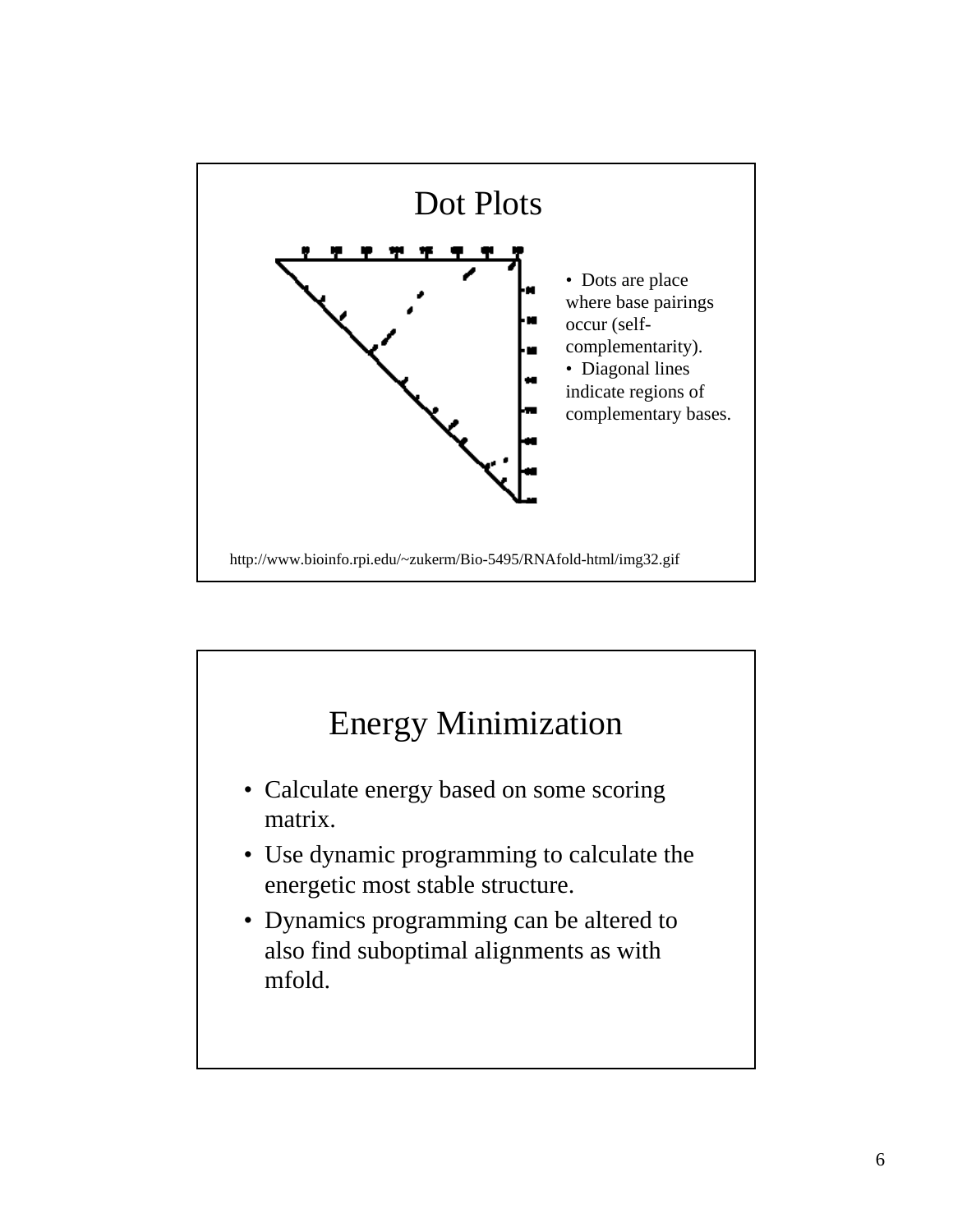## Dot Plots

- Dots are place where base pairings occur (self-complementarity).
- Diagonal lines indicate regions of complementary bases.

http://www.bioinfo.rpi.edu/~zukerm/Bio-5495/RNAfold-html/img32.gif

## Energy Minimization

- Calculate energy based on some scoring matrix.
- Use dynamic programming to calculate the energetic most stable structure.
- Dynamics programming can be altered to also find suboptimal alignments as with mfold.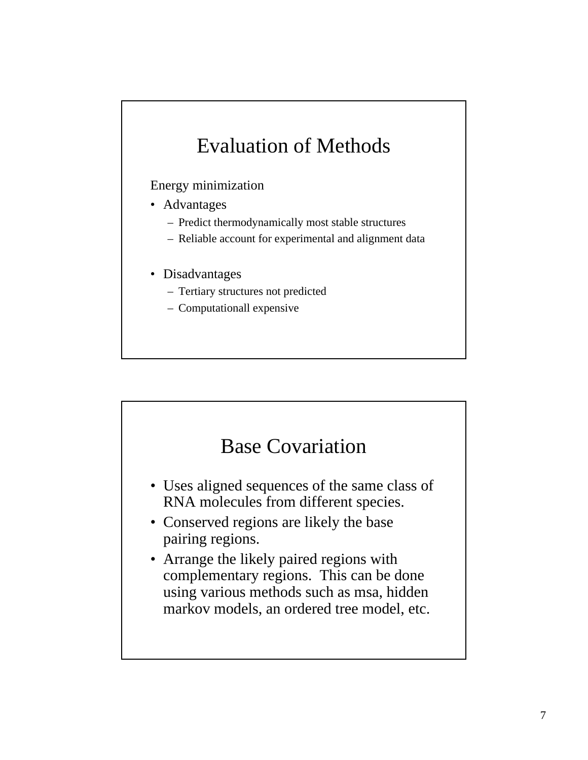## Evaluation of Methods

Energy minimization

- Advantages
  - Predict thermodynamically most stable structures
  - Reliable account for experimental and alignment data

- Disadvantages
  - Tertiary structures not predicted
  - Computationall expensive

## Base Covariation

- Uses aligned sequences of the same class of RNA molecules from different species.
- Conserved regions are likely the base pairing regions.
- Arrange the likely paired regions with complementary regions. This can be done using various methods such as msa, hidden markov models, an ordered tree model, etc.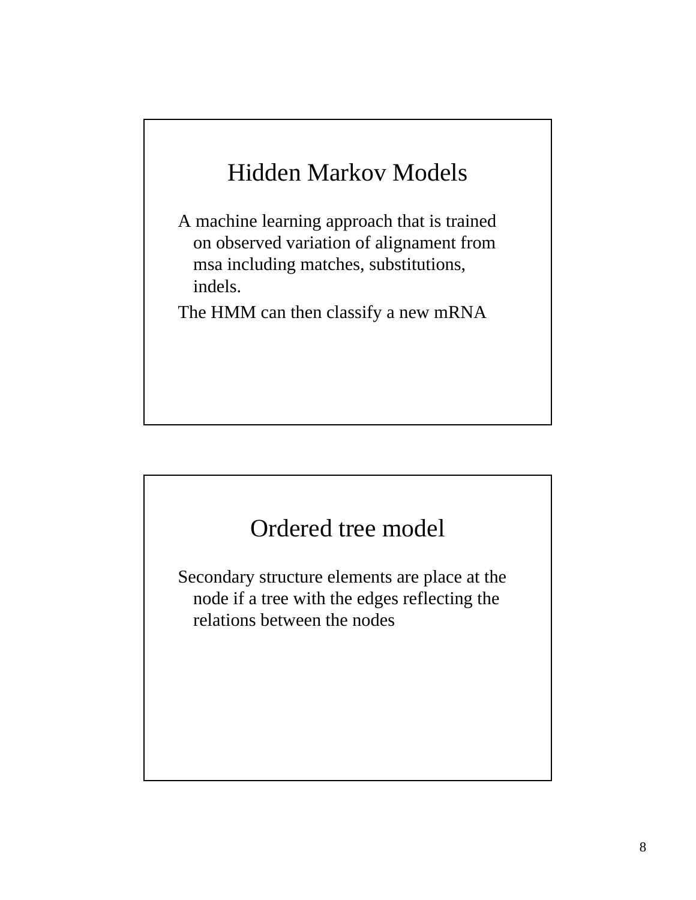## Hidden Markov Models

A machine learning approach that is trained on observed variation of alignament from msa including matches, substitutions, indels.

The HMM can then classify a new mRNA

## Ordered tree model

Secondary structure elements are place at the node if a tree with the edges reflecting the relations between the nodes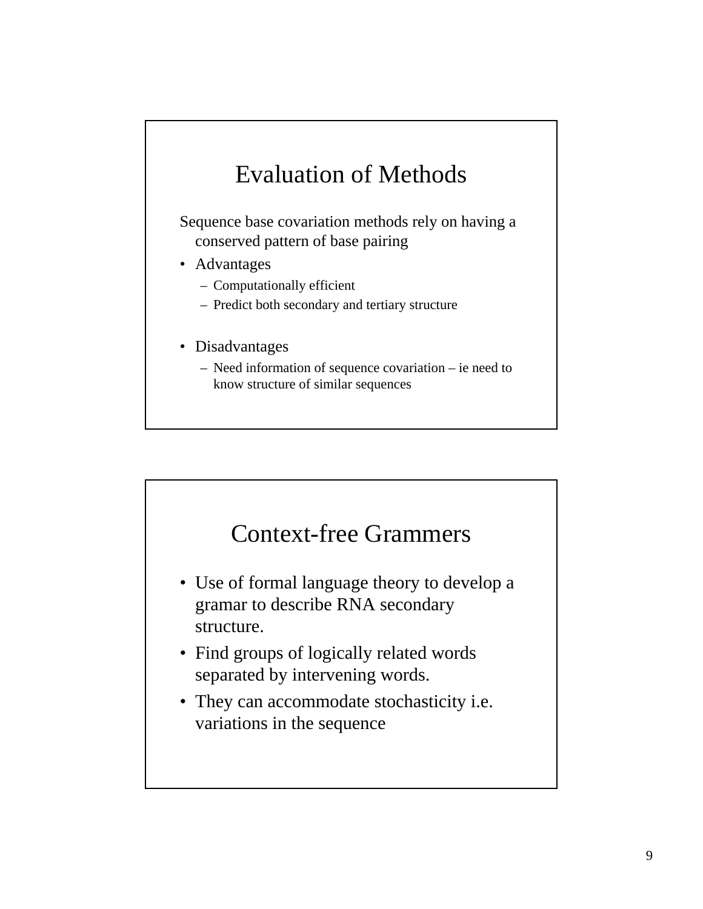## Evaluation of Methods

Sequence base covariation methods rely on having a conserved pattern of base pairing

- Advantages
  - Computationally efficient
  - Predict both secondary and tertiary structure
- Disadvantages
  - Need information of sequence covariation – ie need to know structure of similar sequences

## Context-free Grammers

- Use of formal language theory to develop a gramar to describe RNA secondary structure.
- Find groups of logically related words separated by intervening words.
- They can accommodate stochasticity i.e. variations in the sequence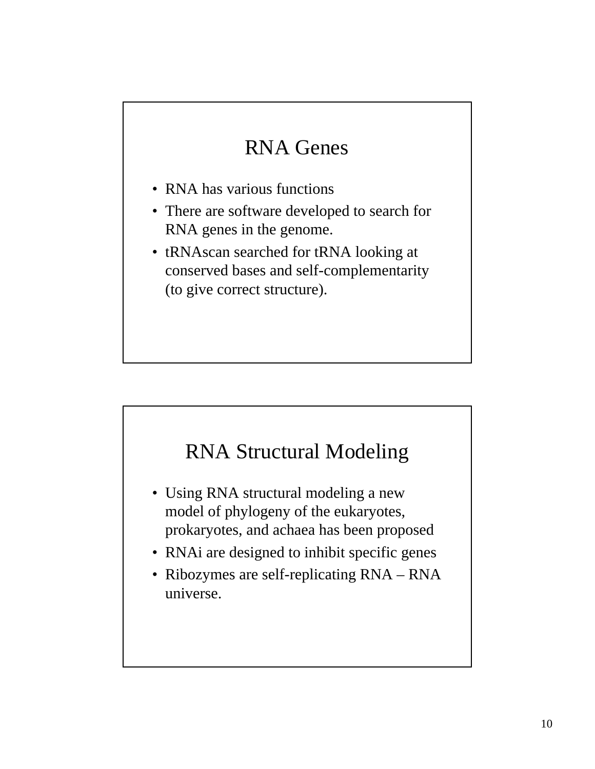## RNA Genes

- RNA has various functions
- There are software developed to search for RNA genes in the genome.
- tRNAscan searched for tRNA looking at conserved bases and self-complementarity (to give correct structure).

## RNA Structural Modeling

- Using RNA structural modeling a new model of phylogeny of the eukaryotes, prokaryotes, and achaea has been proposed
- RNAi are designed to inhibit specific genes
- Ribozymes are self-replicating RNA – RNA universe.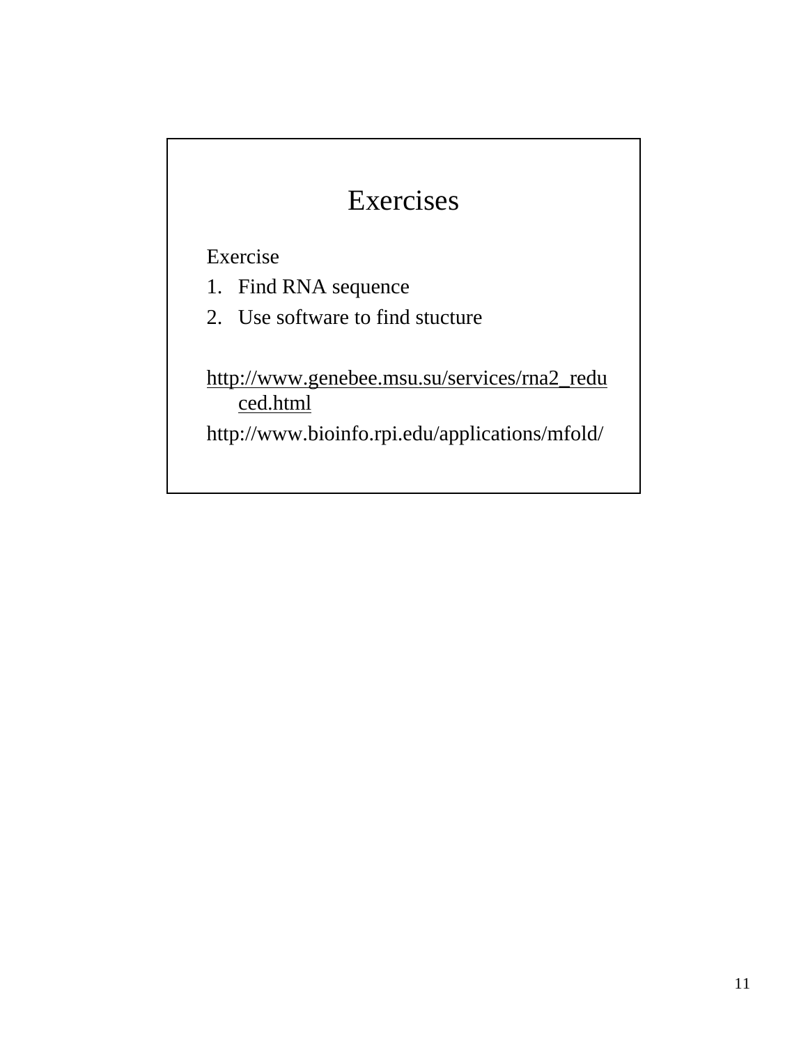# Exercises

Exercise

1. Find RNA sequence
2. Use software to find stucture

http://www.genebee.msu.su/services/rna2_reduced.html

http://www.bioinfo.rpi.edu/applications/mfold/